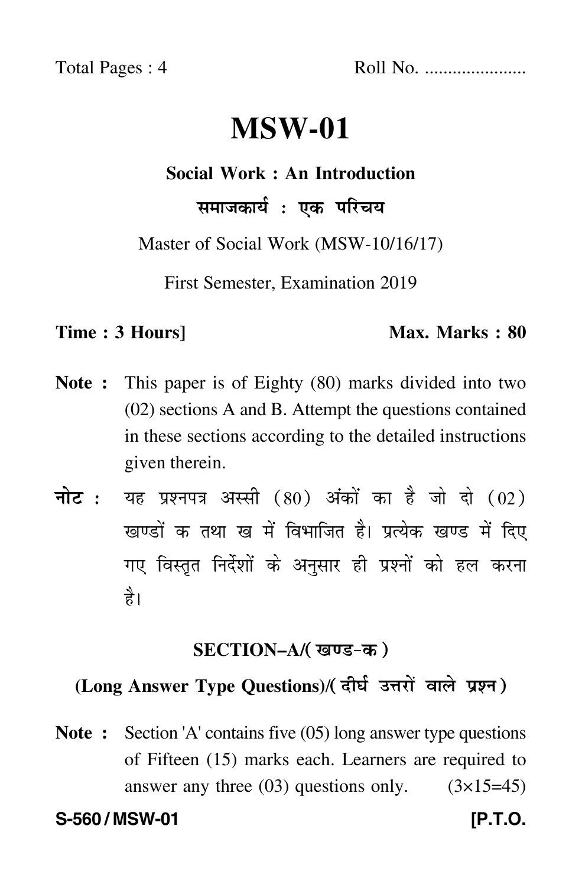Total Pages : 4 Roll No. .....................

# MSW-01

**Social Work : An Introduction**

**समाजकार्य : एक परिचय**

Master of Social Work (MSW-10/16/17)

First Semester, Examination 2019

**Time : 3 Hours]** **Max. Marks : 80**

**Note :** This paper is of Eighty (80) marks divided into two (02) sections A and B. Attempt the questions contained in these sections according to the detailed instructions given therein.

**नोट :** यह प्रश्नपत्र अस्सी (80) अंकों का है जो दो (02) खण्डों क तथा ख में विभाजित है। प्रत्येक खण्ड में दिए गए विस्तृत निर्देशों के अनुसार ही प्रश्नों को हल करना है।

## SECTION–A/(खण्ड-क)

### (Long Answer Type Questions)/(दीर्घ उत्तरों वाले प्रश्न)

**Note :** Section 'A' contains five (05) long answer type questions of Fifteen (15) marks each. Learners are required to answer any three (03) questions only. (3×15=45)

S-560 / MSW-01 [P.T.O.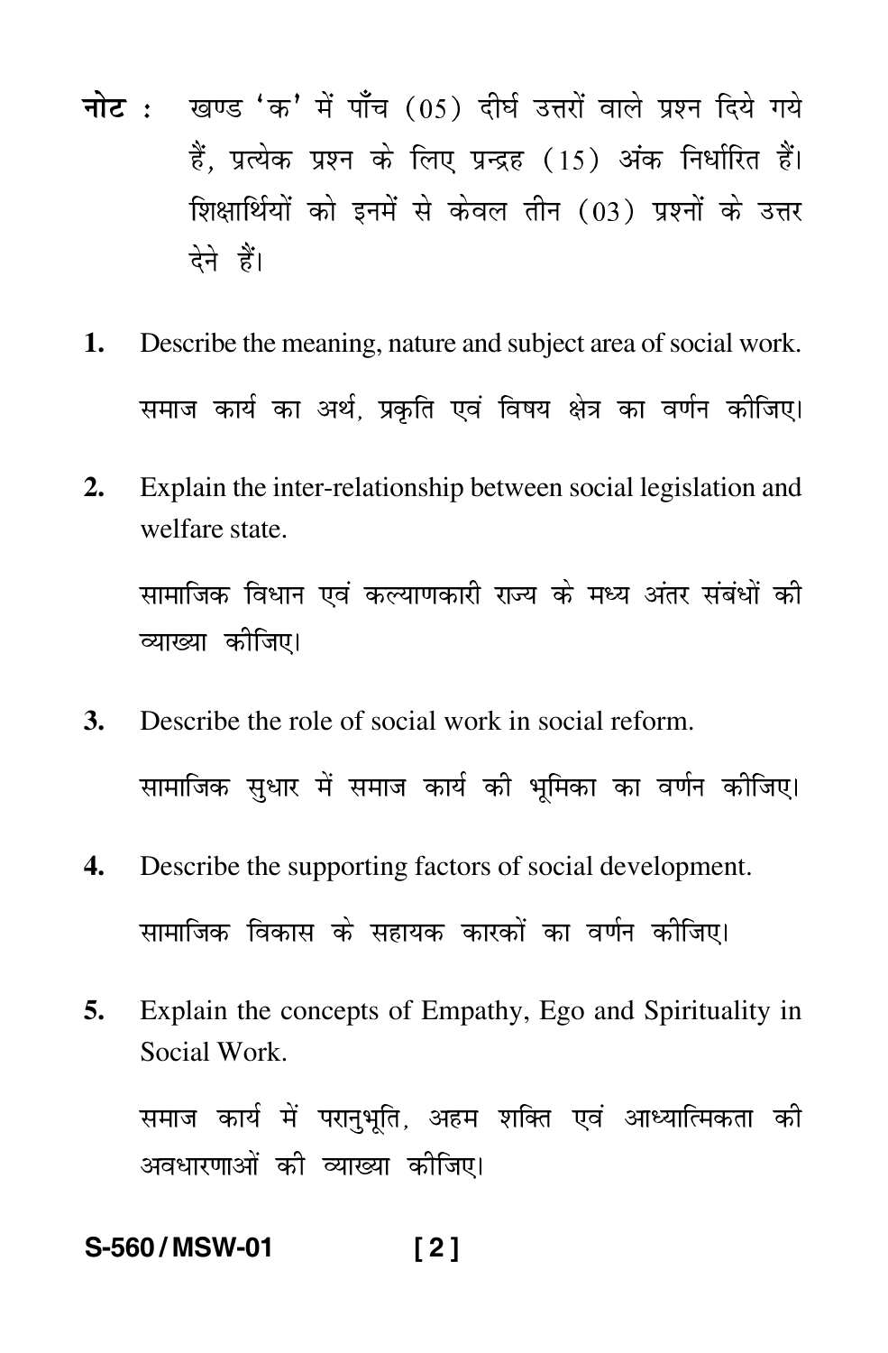**नोट :** खण्ड 'क' में पाँच (05) दीर्घ उत्तरों वाले प्रश्न दिये गये हैं, प्रत्येक प्रश्न के लिए पन्द्रह (15) अंक निर्धारित हैं। शिक्षार्थियों को इनमें से केवल तीन (03) प्रश्नों के उत्तर देने हैं।

**1.** Describe the meaning, nature and subject area of social work.

समाज कार्य का अर्थ, प्रकृति एवं विषय क्षेत्र का वर्णन कीजिए।

**2.** Explain the inter-relationship between social legislation and welfare state.

सामाजिक विधान एवं कल्याणकारी राज्य के मध्य अंतर संबंधों की व्याख्या कीजिए।

**3.** Describe the role of social work in social reform.

सामाजिक सुधार में समाज कार्य की भूमिका का वर्णन कीजिए।

**4.** Describe the supporting factors of social development.

सामाजिक विकास के सहायक कारकों का वर्णन कीजिए।

**5.** Explain the concepts of Empathy, Ego and Spirituality in Social Work.

समाज कार्य में परानुभूति, अहम शक्ति एवं आध्यात्मिकता की अवधारणाओं की व्याख्या कीजिए।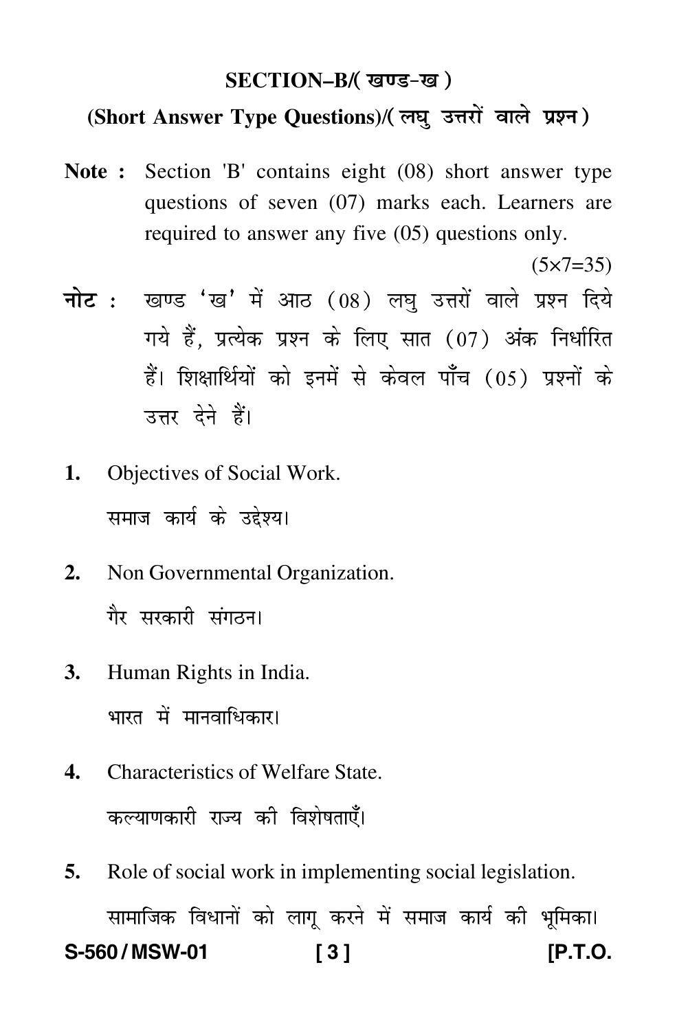## SECTION–B/( खण्ड-ख )

### (Short Answer Type Questions)/( लघु उत्तरों वाले प्रश्न )

**Note :** Section 'B' contains eight (08) short answer type questions of seven (07) marks each. Learners are required to answer any five (05) questions only.

(5×7=35)

**नोट :** खण्ड 'ख' में आठ (08) लघु उत्तरों वाले प्रश्न दिये गये हैं, प्रत्येक प्रश्न के लिए सात (07) अंक निर्धारित हैं। शिक्षार्थियों को इनमें से केवल पाँच (05) प्रश्नों के उत्तर देने हैं।

**1.** Objectives of Social Work.

समाज कार्य के उद्देश्य।

**2.** Non Governmental Organization.

गैर सरकारी संगठन।

**3.** Human Rights in India.

भारत में मानवाधिकार।

**4.** Characteristics of Welfare State.

कल्याणकारी राज्य की विशेषताएँ।

**5.** Role of social work in implementing social legislation.

सामाजिक विधानों को लागू करने में समाज कार्य की भूमिका।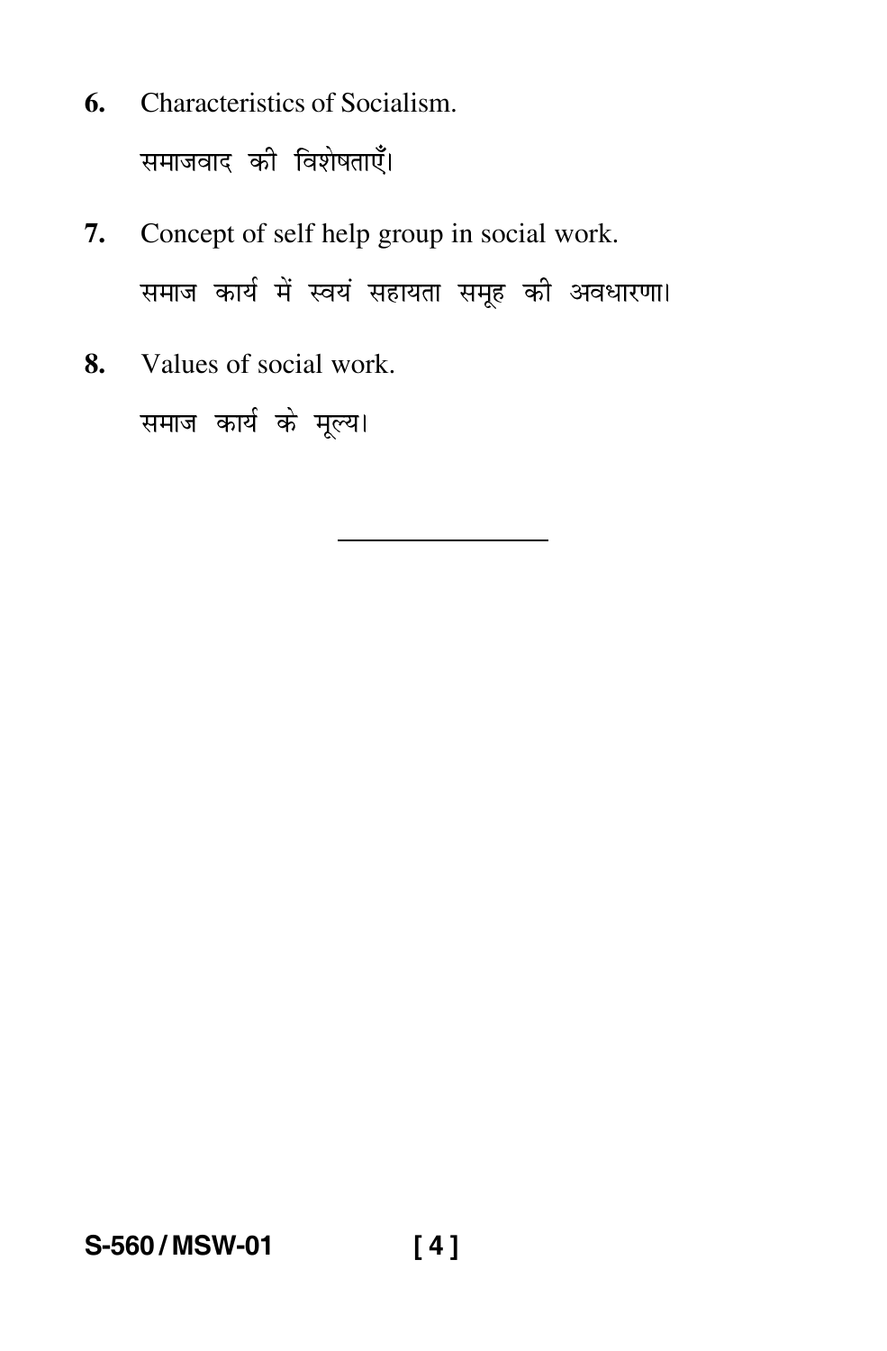6. Characteristics of Socialism.

   समाजवाद की विशेषताएँ।

7. Concept of self help group in social work.

   समाज कार्य में स्वयं सहायता समूह की अवधारणा।

8. Values of social work.

   समाज कार्य के मूल्य।

---

S-560 / MSW-01